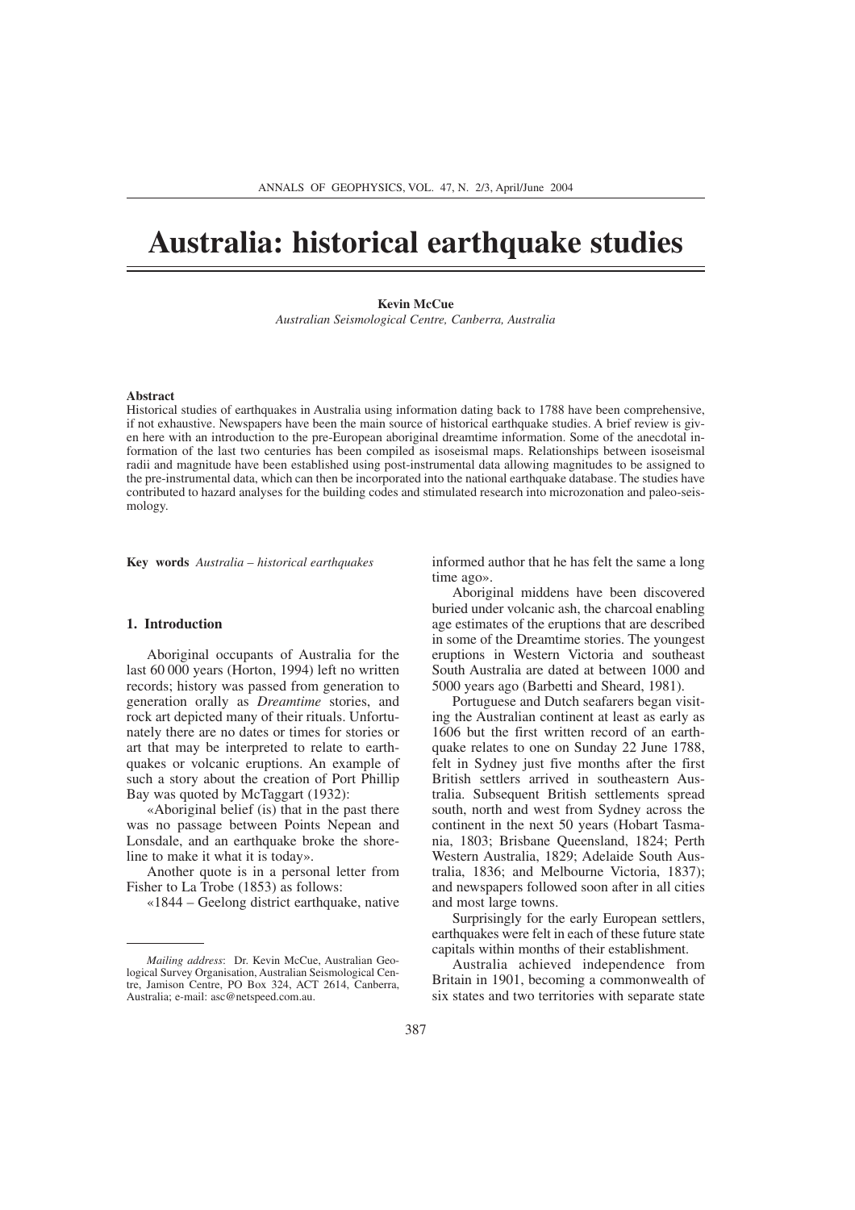# Australia: historical earthquake studies

**Kevin McCue**

*Australian Seismological Centre, Canberra, Australia*

**Abstract**

Historical studies of earthquakes in Australia using information dating back to 1788 have been comprehensive, if not exhaustive. Newspapers have been the main source of historical earthquake studies. A brief review is given here with an introduction to the pre-European aboriginal dreamtime information. Some of the anecdotal information of the last two centuries has been compiled as isoseismal maps. Relationships between isoseismal radii and magnitude have been established using post-instrumental data allowing magnitudes to be assigned to the pre-instrumental data, which can then be incorporated into the national earthquake database. The studies have contributed to hazard analyses for the building codes and stimulated research into microzonation and paleo-seismology.

**Key words** *Australia – historical earthquakes*

## 1. Introduction

Aboriginal occupants of Australia for the last 60 000 years (Horton, 1994) left no written records; history was passed from generation to generation orally as *Dreamtime* stories, and rock art depicted many of their rituals. Unfortunately there are no dates or times for stories or art that may be interpreted to relate to earthquakes or volcanic eruptions. An example of such a story about the creation of Port Phillip Bay was quoted by McTaggart (1932):

«Aboriginal belief (is) that in the past there was no passage between Points Nepean and Lonsdale, and an earthquake broke the shoreline to make it what it is today».

Another quote is in a personal letter from Fisher to La Trobe (1853) as follows:

«1844 – Geelong district earthquake, native informed author that he has felt the same a long time ago».

Aboriginal middens have been discovered buried under volcanic ash, the charcoal enabling age estimates of the eruptions that are described in some of the Dreamtime stories. The youngest eruptions in Western Victoria and southeast South Australia are dated at between 1000 and 5000 years ago (Barbetti and Sheard, 1981).

Portuguese and Dutch seafarers began visiting the Australian continent at least as early as 1606 but the first written record of an earthquake relates to one on Sunday 22 June 1788, felt in Sydney just five months after the first British settlers arrived in southeastern Australia. Subsequent British settlements spread south, north and west from Sydney across the continent in the next 50 years (Hobart Tasmania, 1803; Brisbane Queensland, 1824; Perth Western Australia, 1829; Adelaide South Australia, 1836; and Melbourne Victoria, 1837); and newspapers followed soon after in all cities and most large towns.

Surprisingly for the early European settlers, earthquakes were felt in each of these future state capitals within months of their establishment.

Australia achieved independence from Britain in 1901, becoming a commonwealth of six states and two territories with separate state

---

*Mailing address*: Dr. Kevin McCue, Australian Geological Survey Organisation, Australian Seismological Centre, Jamison Centre, PO Box 324, ACT 2614, Canberra, Australia; e-mail: asc@netspeed.com.au.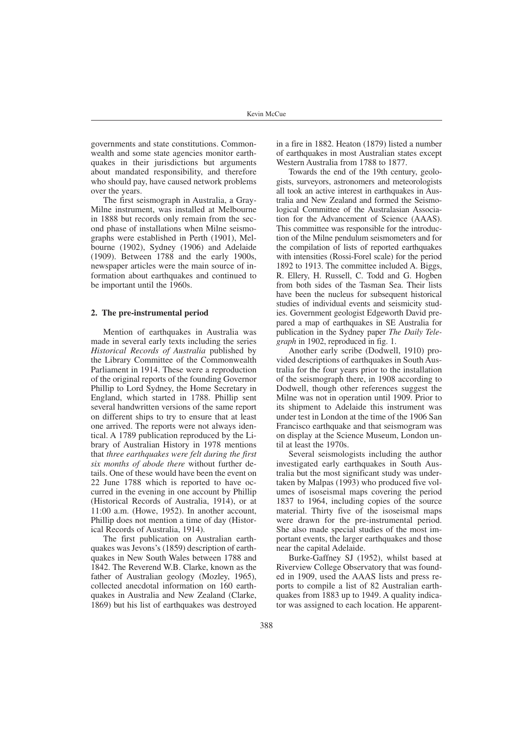governments and state constitutions. Commonwealth and some state agencies monitor earthquakes in their jurisdictions but arguments about mandated responsibility, and therefore who should pay, have caused network problems over the years.

The first seismograph in Australia, a Gray-Milne instrument, was installed at Melbourne in 1888 but records only remain from the second phase of installations when Milne seismographs were established in Perth (1901), Melbourne (1902), Sydney (1906) and Adelaide (1909). Between 1788 and the early 1900s, newspaper articles were the main source of information about earthquakes and continued to be important until the 1960s.

## 2. The pre-instrumental period

Mention of earthquakes in Australia was made in several early texts including the series *Historical Records of Australia* published by the Library Committee of the Commonwealth Parliament in 1914. These were a reproduction of the original reports of the founding Governor Phillip to Lord Sydney, the Home Secretary in England, which started in 1788. Phillip sent several handwritten versions of the same report on different ships to try to ensure that at least one arrived. The reports were not always identical. A 1789 publication reproduced by the Library of Australian History in 1978 mentions that *three earthquakes were felt during the first six months of abode there* without further details. One of these would have been the event on 22 June 1788 which is reported to have occurred in the evening in one account by Phillip (Historical Records of Australia, 1914), or at 11:00 a.m. (Howe, 1952). In another account, Phillip does not mention a time of day (Historical Records of Australia, 1914).

The first publication on Australian earthquakes was Jevons's (1859) description of earthquakes in New South Wales between 1788 and 1842. The Reverend W.B. Clarke, known as the father of Australian geology (Mozley, 1965), collected anecdotal information on 160 earthquakes in Australia and New Zealand (Clarke, 1869) but his list of earthquakes was destroyed in a fire in 1882. Heaton (1879) listed a number of earthquakes in most Australian states except Western Australia from 1788 to 1877.

Towards the end of the 19th century, geologists, surveyors, astronomers and meteorologists all took an active interest in earthquakes in Australia and New Zealand and formed the Seismological Committee of the Australasian Association for the Advancement of Science (AAAS). This committee was responsible for the introduction of the Milne pendulum seismometers and for the compilation of lists of reported earthquakes with intensities (Rossi-Forel scale) for the period 1892 to 1913. The committee included A. Biggs, R. Ellery, H. Russell, C. Todd and G. Hogben from both sides of the Tasman Sea. Their lists have been the nucleus for subsequent historical studies of individual events and seismicity studies. Government geologist Edgeworth David prepared a map of earthquakes in SE Australia for publication in the Sydney paper *The Daily Telegraph* in 1902, reproduced in fig. 1.

Another early scribe (Dodwell, 1910) provided descriptions of earthquakes in South Australia for the four years prior to the installation of the seismograph there, in 1908 according to Dodwell, though other references suggest the Milne was not in operation until 1909. Prior to its shipment to Adelaide this instrument was under test in London at the time of the 1906 San Francisco earthquake and that seismogram was on display at the Science Museum, London until at least the 1970s.

Several seismologists including the author investigated early earthquakes in South Australia but the most significant study was undertaken by Malpas (1993) who produced five volumes of isoseismal maps covering the period 1837 to 1964, including copies of the source material. Thirty five of the isoseismal maps were drawn for the pre-instrumental period. She also made special studies of the most important events, the larger earthquakes and those near the capital Adelaide.

Burke-Gaffney SJ (1952), whilst based at Riverview College Observatory that was founded in 1909, used the AAAS lists and press reports to compile a list of 82 Australian earthquakes from 1883 up to 1949. A quality indicator was assigned to each location. He apparent-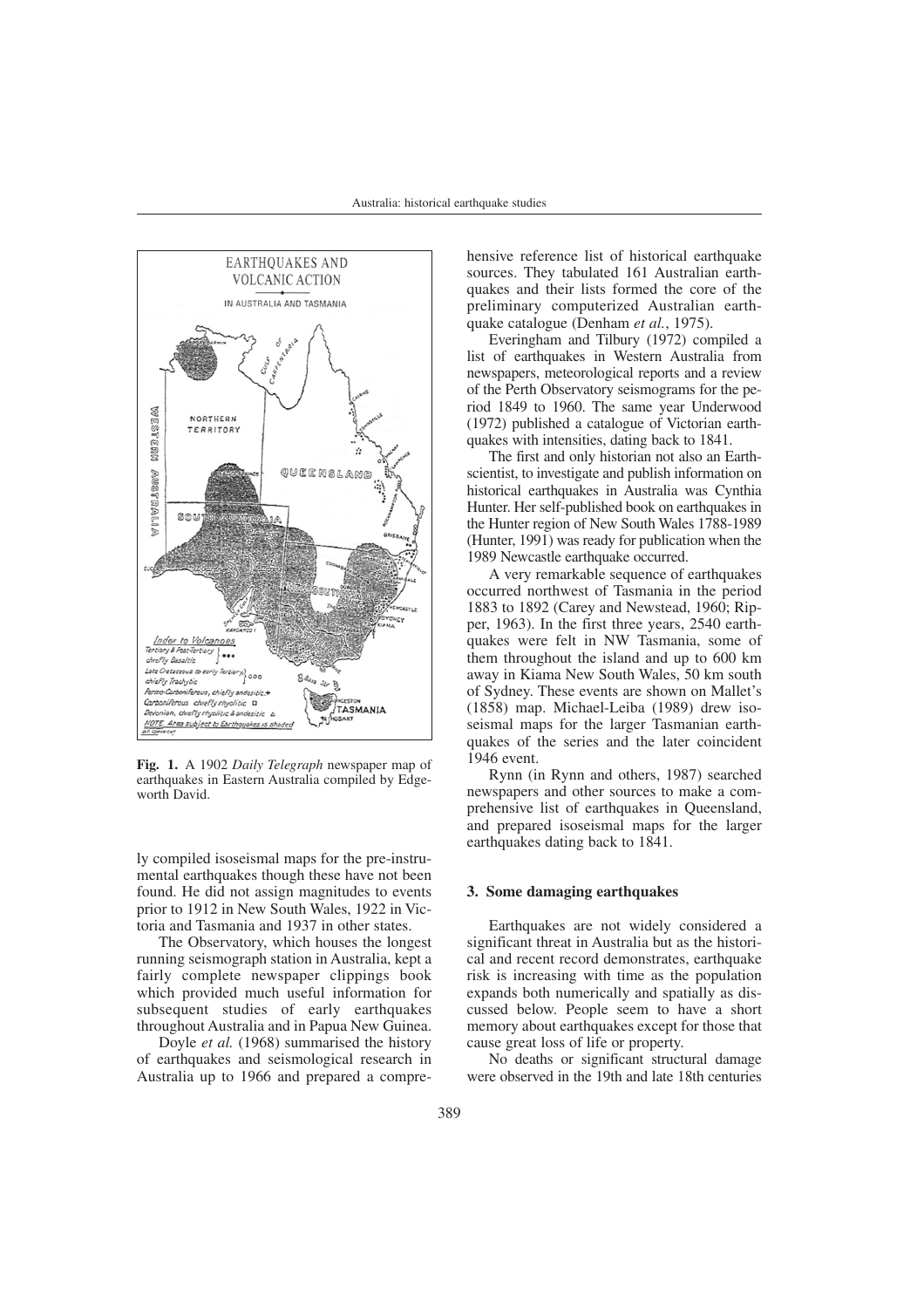ly compiled isoseismal maps for the pre-instrumental earthquakes though these have not been found. He did not assign magnitudes to events prior to 1912 in New South Wales, 1922 in Victoria and Tasmania and 1937 in other states.

The Observatory, which houses the longest running seismograph station in Australia, kept a fairly complete newspaper clippings book which provided much useful information for subsequent studies of early earthquakes throughout Australia and in Papua New Guinea.

Doyle *et al.* (1968) summarised the history of earthquakes and seismological research in Australia up to 1966 and prepared a comprehensive reference list of historical earthquake sources. They tabulated 161 Australian earthquakes and their lists formed the core of the preliminary computerized Australian earthquake catalogue (Denham *et al.*, 1975).

Everingham and Tilbury (1972) compiled a list of earthquakes in Western Australia from newspapers, meteorological reports and a review of the Perth Observatory seismograms for the period 1849 to 1960. The same year Underwood (1972) published a catalogue of Victorian earthquakes with intensities, dating back to 1841.

The first and only historian not also an Earth-scientist, to investigate and publish information on historical earthquakes in Australia was Cynthia Hunter. Her self-published book on earthquakes in the Hunter region of New South Wales 1788-1989 (Hunter, 1991) was ready for publication when the 1989 Newcastle earthquake occurred.

A very remarkable sequence of earthquakes occurred northwest of Tasmania in the period 1883 to 1892 (Carey and Newstead, 1960; Ripper, 1963). In the first three years, 2540 earthquakes were felt in NW Tasmania, some of them throughout the island and up to 600 km away in Kiama New South Wales, 50 km south of Sydney. These events are shown on Mallet's (1858) map. Michael-Leiba (1989) drew isoseismal maps for the larger Tasmanian earthquakes of the series and the later coincident 1946 event.

Rynn (in Rynn and others, 1987) searched newspapers and other sources to make a comprehensive list of earthquakes in Queensland, and prepared isoseismal maps for the larger earthquakes dating back to 1841.

**Fig. 1.** A 1902 *Daily Telegraph* newspaper map of earthquakes in Eastern Australia compiled by Edgeworth David.

## 3. Some damaging earthquakes

Earthquakes are not widely considered a significant threat in Australia but as the historical and recent record demonstrates, earthquake risk is increasing with time as the population expands both numerically and spatially as discussed below. People seem to have a short memory about earthquakes except for those that cause great loss of life or property.

No deaths or significant structural damage were observed in the 19th and late 18th centuries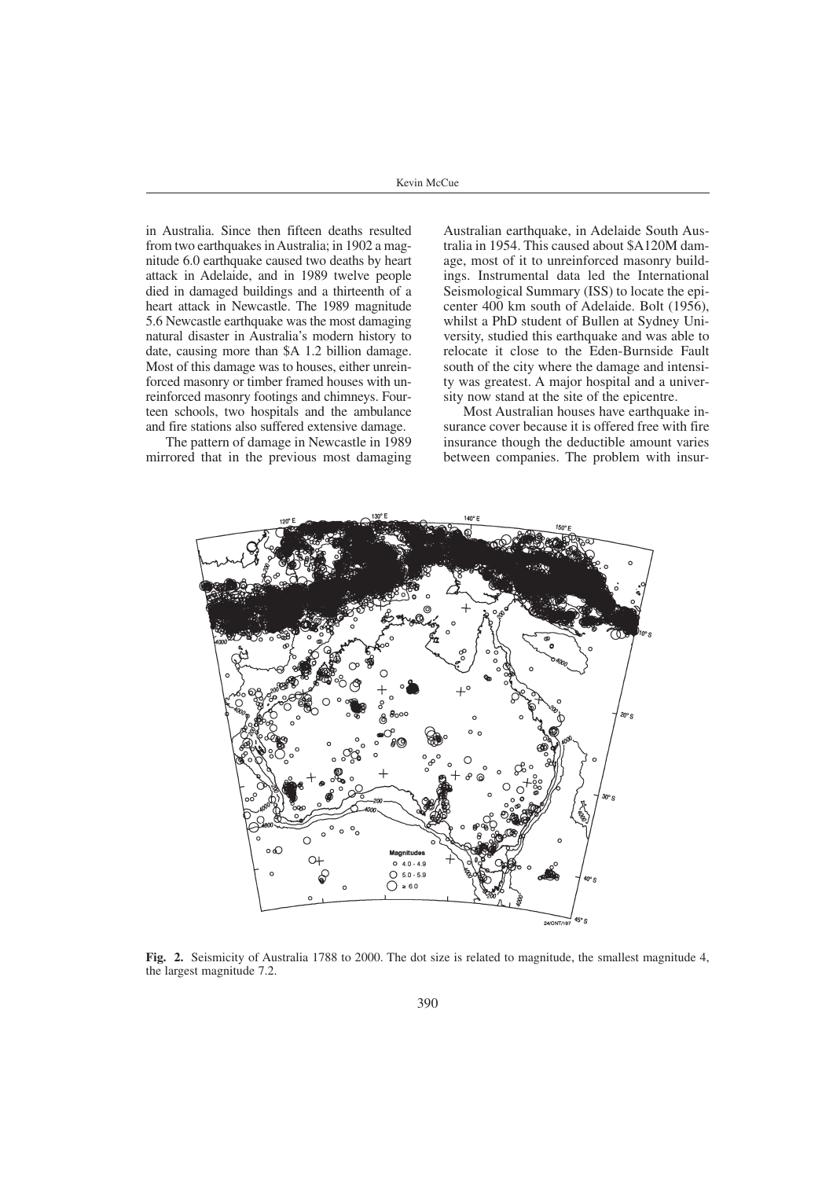in Australia. Since then fifteen deaths resulted from two earthquakes in Australia; in 1902 a magnitude 6.0 earthquake caused two deaths by heart attack in Adelaide, and in 1989 twelve people died in damaged buildings and a thirteenth of a heart attack in Newcastle. The 1989 magnitude 5.6 Newcastle earthquake was the most damaging natural disaster in Australia's modern history to date, causing more than $A 1.2 billion damage. Most of this damage was to houses, either unreinforced masonry or timber framed houses with unreinforced masonry footings and chimneys. Fourteen schools, two hospitals and the ambulance and fire stations also suffered extensive damage.

The pattern of damage in Newcastle in 1989 mirrored that in the previous most damaging Australian earthquake, in Adelaide South Australia in 1954. This caused about $A120M damage, most of it to unreinforced masonry buildings. Instrumental data led the International Seismological Summary (ISS) to locate the epicenter 400 km south of Adelaide. Bolt (1956), whilst a PhD student of Bullen at Sydney University, studied this earthquake and was able to relocate it close to the Eden-Burnside Fault south of the city where the damage and intensity was greatest. A major hospital and a university now stand at the site of the epicentre.

Most Australian houses have earthquake insurance cover because it is offered free with fire insurance though the deductible amount varies between companies. The problem with insur-

**Fig. 2.** Seismicity of Australia 1788 to 2000. The dot size is related to magnitude, the smallest magnitude 4, the largest magnitude 7.2.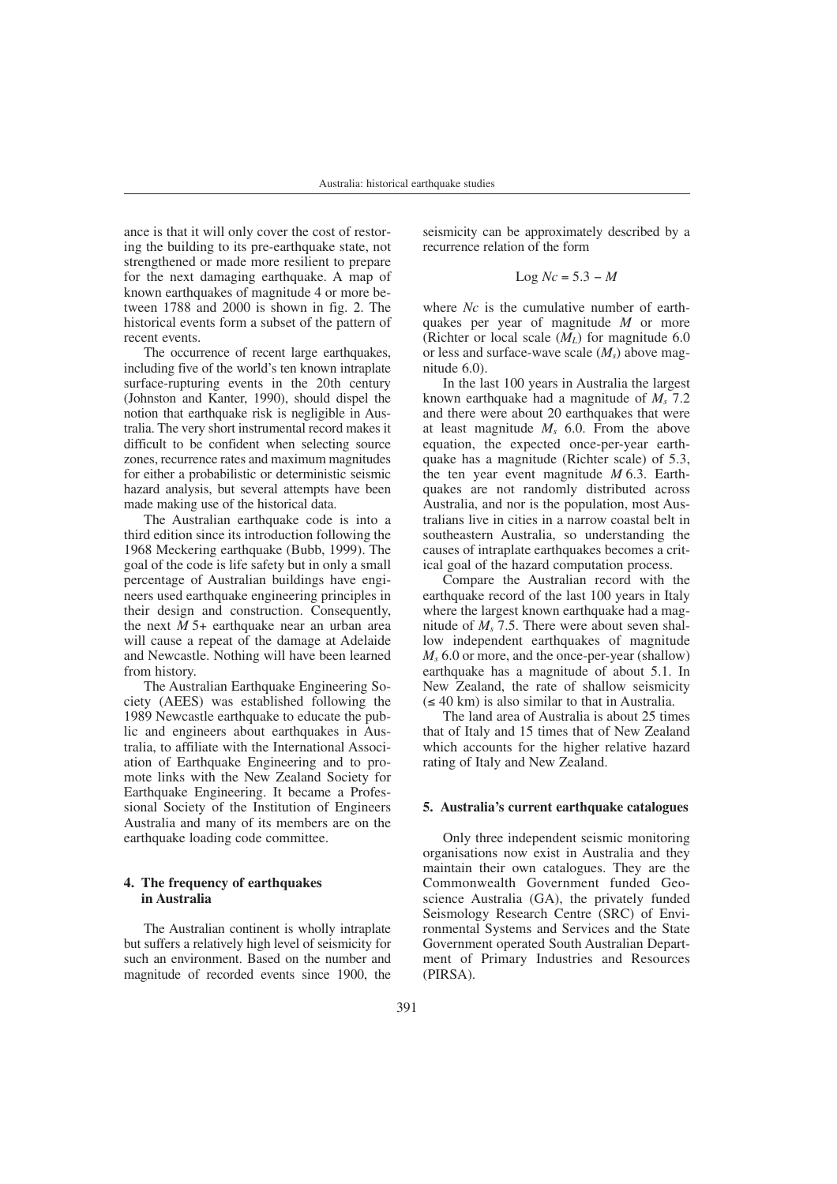ance is that it will only cover the cost of restoring the building to its pre-earthquake state, not strengthened or made more resilient to prepare for the next damaging earthquake. A map of known earthquakes of magnitude 4 or more between 1788 and 2000 is shown in fig. 2. The historical events form a subset of the pattern of recent events.

The occurrence of recent large earthquakes, including five of the world's ten known intraplate surface-rupturing events in the 20th century (Johnston and Kanter, 1990), should dispel the notion that earthquake risk is negligible in Australia. The very short instrumental record makes it difficult to be confident when selecting source zones, recurrence rates and maximum magnitudes for either a probabilistic or deterministic seismic hazard analysis, but several attempts have been made making use of the historical data.

The Australian earthquake code is into a third edition since its introduction following the 1968 Meckering earthquake (Bubb, 1999). The goal of the code is life safety but in only a small percentage of Australian buildings have engineers used earthquake engineering principles in their design and construction. Consequently, the next $M$ 5+ earthquake near an urban area will cause a repeat of the damage at Adelaide and Newcastle. Nothing will have been learned from history.

The Australian Earthquake Engineering Society (AEES) was established following the 1989 Newcastle earthquake to educate the public and engineers about earthquakes in Australia, to affiliate with the International Association of Earthquake Engineering and to promote links with the New Zealand Society for Earthquake Engineering. It became a Professional Society of the Institution of Engineers Australia and many of its members are on the earthquake loading code committee.

## 4. The frequency of earthquakes in Australia

The Australian continent is wholly intraplate but suffers a relatively high level of seismicity for such an environment. Based on the number and magnitude of recorded events since 1900, the seismicity can be approximately described by a recurrence relation of the form

$$\text{Log}\ Nc = 5.3 - M$$

where $Nc$ is the cumulative number of earthquakes per year of magnitude $M$ or more (Richter or local scale ($M_L$) for magnitude 6.0 or less and surface-wave scale ($M_s$) above magnitude 6.0).

In the last 100 years in Australia the largest known earthquake had a magnitude of $M_s$ 7.2 and there were about 20 earthquakes that were at least magnitude $M_s$ 6.0. From the above equation, the expected once-per-year earthquake has a magnitude (Richter scale) of 5.3, the ten year event magnitude $M$ 6.3. Earthquakes are not randomly distributed across Australia, and nor is the population, most Australians live in cities in a narrow coastal belt in southeastern Australia, so understanding the causes of intraplate earthquakes becomes a critical goal of the hazard computation process.

Compare the Australian record with the earthquake record of the last 100 years in Italy where the largest known earthquake had a magnitude of $M_s$ 7.5. There were about seven shallow independent earthquakes of magnitude $M_s$ 6.0 or more, and the once-per-year (shallow) earthquake has a magnitude of about 5.1. In New Zealand, the rate of shallow seismicity ($\leq$ 40 km) is also similar to that in Australia.

The land area of Australia is about 25 times that of Italy and 15 times that of New Zealand which accounts for the higher relative hazard rating of Italy and New Zealand.

## 5. Australia's current earthquake catalogues

Only three independent seismic monitoring organisations now exist in Australia and they maintain their own catalogues. They are the Commonwealth Government funded Geoscience Australia (GA), the privately funded Seismology Research Centre (SRC) of Environmental Systems and Services and the State Government operated South Australian Department of Primary Industries and Resources (PIRSA).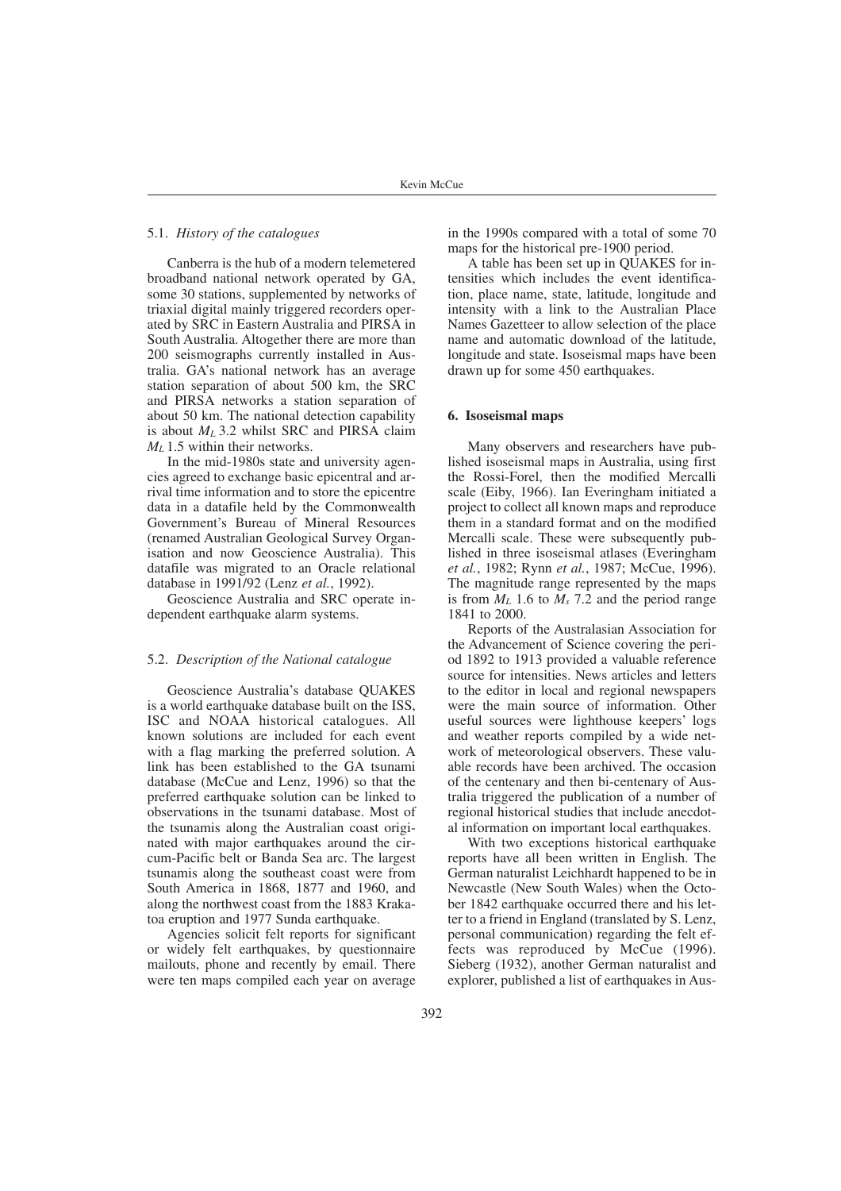### 5.1. *History of the catalogues*

Canberra is the hub of a modern telemetered broadband national network operated by GA, some 30 stations, supplemented by networks of triaxial digital mainly triggered recorders operated by SRC in Eastern Australia and PIRSA in South Australia. Altogether there are more than 200 seismographs currently installed in Australia. GA's national network has an average station separation of about 500 km, the SRC and PIRSA networks a station separation of about 50 km. The national detection capability is about $M_L$ 3.2 whilst SRC and PIRSA claim $M_L$ 1.5 within their networks.

In the mid-1980s state and university agencies agreed to exchange basic epicentral and arrival time information and to store the epicentre data in a datafile held by the Commonwealth Government's Bureau of Mineral Resources (renamed Australian Geological Survey Organisation and now Geoscience Australia). This datafile was migrated to an Oracle relational database in 1991/92 (Lenz *et al.*, 1992).

Geoscience Australia and SRC operate independent earthquake alarm systems.

### 5.2. *Description of the National catalogue*

Geoscience Australia's database QUAKES is a world earthquake database built on the ISS, ISC and NOAA historical catalogues. All known solutions are included for each event with a flag marking the preferred solution. A link has been established to the GA tsunami database (McCue and Lenz, 1996) so that the preferred earthquake solution can be linked to observations in the tsunami database. Most of the tsunamis along the Australian coast originated with major earthquakes around the circum-Pacific belt or Banda Sea arc. The largest tsunamis along the southeast coast were from South America in 1868, 1877 and 1960, and along the northwest coast from the 1883 Krakatoa eruption and 1977 Sunda earthquake.

Agencies solicit felt reports for significant or widely felt earthquakes, by questionnaire mailouts, phone and recently by email. There were ten maps compiled each year on average in the 1990s compared with a total of some 70 maps for the historical pre-1900 period.

A table has been set up in QUAKES for intensities which includes the event identification, place name, state, latitude, longitude and intensity with a link to the Australian Place Names Gazetteer to allow selection of the place name and automatic download of the latitude, longitude and state. Isoseismal maps have been drawn up for some 450 earthquakes.

## 6. Isoseismal maps

Many observers and researchers have published isoseismal maps in Australia, using first the Rossi-Forel, then the modified Mercalli scale (Eiby, 1966). Ian Everingham initiated a project to collect all known maps and reproduce them in a standard format and on the modified Mercalli scale. These were subsequently published in three isoseismal atlases (Everingham *et al.*, 1982; Rynn *et al.*, 1987; McCue, 1996). The magnitude range represented by the maps is from $M_L$ 1.6 to $M_s$ 7.2 and the period range 1841 to 2000.

Reports of the Australasian Association for the Advancement of Science covering the period 1892 to 1913 provided a valuable reference source for intensities. News articles and letters to the editor in local and regional newspapers were the main source of information. Other useful sources were lighthouse keepers' logs and weather reports compiled by a wide network of meteorological observers. These valuable records have been archived. The occasion of the centenary and then bi-centenary of Australia triggered the publication of a number of regional historical studies that include anecdotal information on important local earthquakes.

With two exceptions historical earthquake reports have all been written in English. The German naturalist Leichhardt happened to be in Newcastle (New South Wales) when the October 1842 earthquake occurred there and his letter to a friend in England (translated by S. Lenz, personal communication) regarding the felt effects was reproduced by McCue (1996). Sieberg (1932), another German naturalist and explorer, published a list of earthquakes in Aus-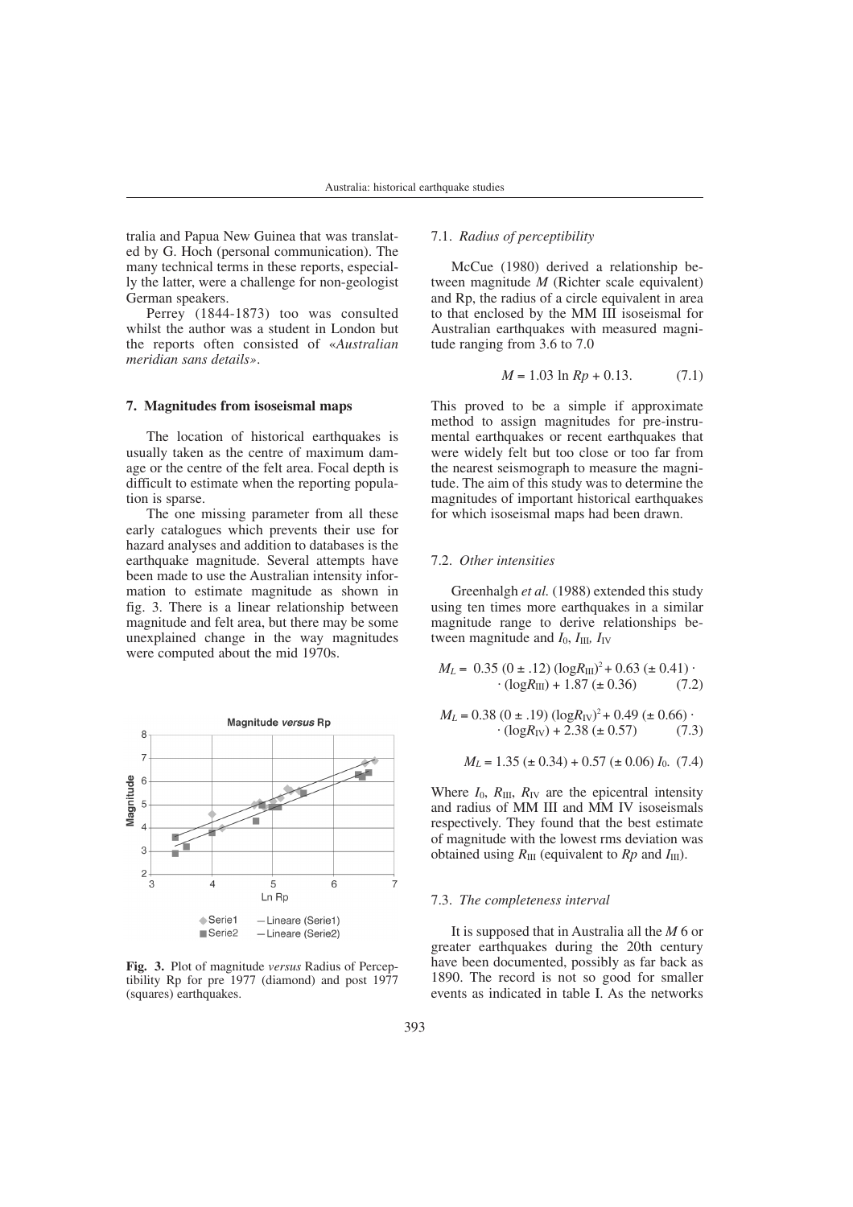tralia and Papua New Guinea that was translated by G. Hoch (personal communication). The many technical terms in these reports, especially the latter, were a challenge for non-geologist German speakers.

Perrey (1844-1873) too was consulted whilst the author was a student in London but the reports often consisted of «*Australian meridian sans details*».

## 7. Magnitudes from isoseismal maps

The location of historical earthquakes is usually taken as the centre of maximum damage or the centre of the felt area. Focal depth is difficult to estimate when the reporting population is sparse.

The one missing parameter from all these early catalogues which prevents their use for hazard analyses and addition to databases is the earthquake magnitude. Several attempts have been made to use the Australian intensity information to estimate magnitude as shown in fig. 3. There is a linear relationship between magnitude and felt area, but there may be some unexplained change in the way magnitudes were computed about the mid 1970s.

**Fig. 3.** Plot of magnitude *versus* Radius of Perceptibility Rp for pre 1977 (diamond) and post 1977 (squares) earthquakes.

### 7.1. *Radius of perceptibility*

McCue (1980) derived a relationship between magnitude $M$ (Richter scale equivalent) and Rp, the radius of a circle equivalent in area to that enclosed by the MM III isoseismal for Australian earthquakes with measured magnitude ranging from 3.6 to 7.0

$$M = 1.03 \ln Rp + 0.13. \qquad (7.1)$$

This proved to be a simple if approximate method to assign magnitudes for pre-instrumental earthquakes or recent earthquakes that were widely felt but too close or too far from the nearest seismograph to measure the magnitude. The aim of this study was to determine the magnitudes of important historical earthquakes for which isoseismal maps had been drawn.

### 7.2. *Other intensities*

Greenhalgh *et al.* (1988) extended this study using ten times more earthquakes in a similar magnitude range to derive relationships between magnitude and $I_0$, $I_{\mathrm{III}}$, $I_{\mathrm{IV}}$

$$M_L = 0.35\ (0 \pm .12)\ (\log R_{\mathrm{III}})^2 + 0.63\ (\pm 0.41) \cdot (\log R_{\mathrm{III}}) + 1.87\ (\pm 0.36) \qquad (7.2)$$

$$M_L = 0.38\ (0 \pm .19)\ (\log R_{\mathrm{IV}})^2 + 0.49\ (\pm 0.66) \cdot (\log R_{\mathrm{IV}}) + 2.38\ (\pm 0.57) \qquad (7.3)$$

$$M_L = 1.35\ (\pm 0.34) + 0.57\ (\pm 0.06)\ I_0. \qquad (7.4)$$

Where $I_0$, $R_{\mathrm{III}}$, $R_{\mathrm{IV}}$ are the epicentral intensity and radius of MM III and MM IV isoseismals respectively. They found that the best estimate of magnitude with the lowest rms deviation was obtained using $R_{\mathrm{III}}$ (equivalent to $Rp$ and $I_{\mathrm{III}}$).

### 7.3. *The completeness interval*

It is supposed that in Australia all the $M$ 6 or greater earthquakes during the 20th century have been documented, possibly as far back as 1890. The record is not so good for smaller events as indicated in table I. As the networks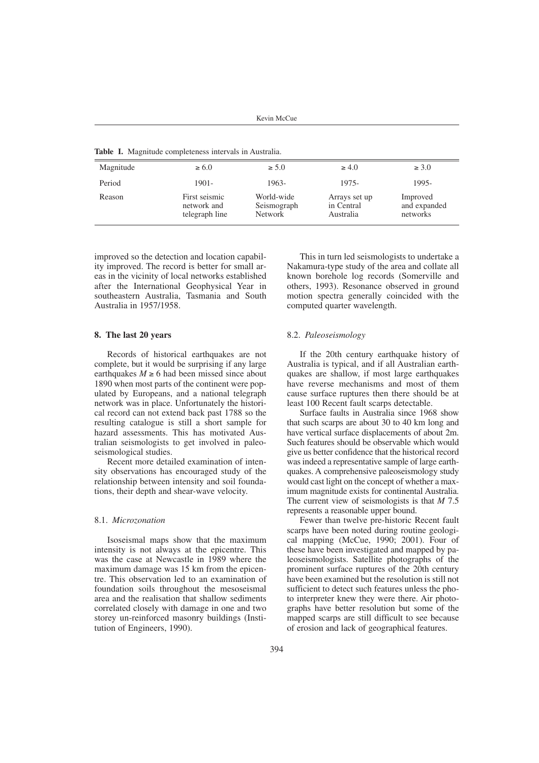**Table I.** Magnitude completeness intervals in Australia.

| Magnitude | ≥ 6.0 | ≥ 5.0 | ≥ 4.0 | ≥ 3.0 |
|---|---|---|---|---|
| Period | 1901- | 1963- | 1975- | 1995- |
| Reason | First seismic network and telegraph line | World-wide Seismograph Network | Arrays set up in Central Australia | Improved and expanded networks |

improved so the detection and location capability improved. The record is better for small areas in the vicinity of local networks established after the International Geophysical Year in southeastern Australia, Tasmania and South Australia in 1957/1958.

## 8. The last 20 years

Records of historical earthquakes are not complete, but it would be surprising if any large earthquakes $M \geq 6$ had been missed since about 1890 when most parts of the continent were populated by Europeans, and a national telegraph network was in place. Unfortunately the historical record can not extend back past 1788 so the resulting catalogue is still a short sample for hazard assessments. This has motivated Australian seismologists to get involved in paleoseismological studies.

Recent more detailed examination of intensity observations has encouraged study of the relationship between intensity and soil foundations, their depth and shear-wave velocity.

### 8.1. *Microzonation*

Isoseismal maps show that the maximum intensity is not always at the epicentre. This was the case at Newcastle in 1989 where the maximum damage was 15 km from the epicentre. This observation led to an examination of foundation soils throughout the mesoseismal area and the realisation that shallow sediments correlated closely with damage in one and two storey un-reinforced masonry buildings (Institution of Engineers, 1990).

This in turn led seismologists to undertake a Nakamura-type study of the area and collate all known borehole log records (Somerville and others, 1993). Resonance observed in ground motion spectra generally coincided with the computed quarter wavelength.

### 8.2. *Paleoseismology*

If the 20th century earthquake history of Australia is typical, and if all Australian earthquakes are shallow, if most large earthquakes have reverse mechanisms and most of them cause surface ruptures then there should be at least 100 Recent fault scarps detectable.

Surface faults in Australia since 1968 show that such scarps are about 30 to 40 km long and have vertical surface displacements of about 2m. Such features should be observable which would give us better confidence that the historical record was indeed a representative sample of large earthquakes. A comprehensive paleoseismology study would cast light on the concept of whether a maximum magnitude exists for continental Australia. The current view of seismologists is that $M$ 7.5 represents a reasonable upper bound.

Fewer than twelve pre-historic Recent fault scarps have been noted during routine geological mapping (McCue, 1990; 2001). Four of these have been investigated and mapped by paleoseismologists. Satellite photographs of the prominent surface ruptures of the 20th century have been examined but the resolution is still not sufficient to detect such features unless the photo interpreter knew they were there. Air photographs have better resolution but some of the mapped scarps are still difficult to see because of erosion and lack of geographical features.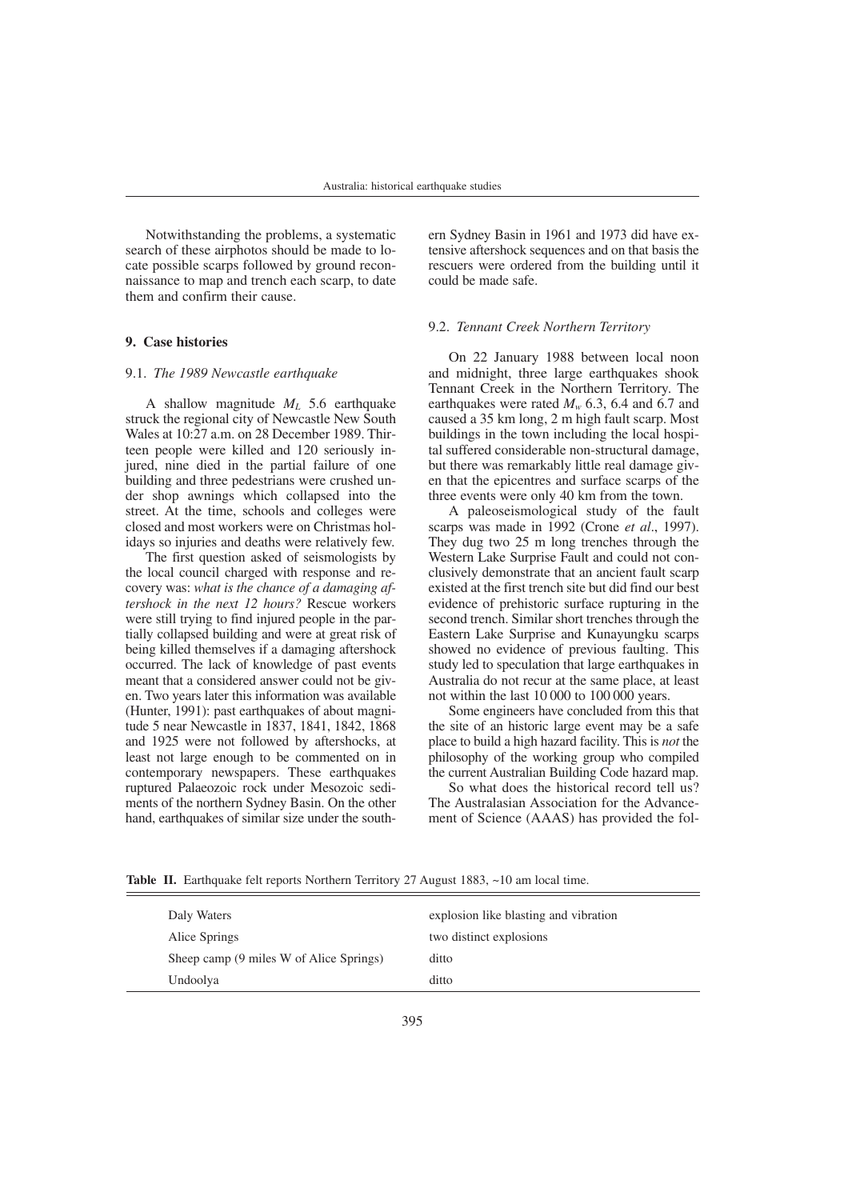Notwithstanding the problems, a systematic search of these airphotos should be made to locate possible scarps followed by ground reconnaissance to map and trench each scarp, to date them and confirm their cause.

## 9. Case histories

### 9.1. *The 1989 Newcastle earthquake*

A shallow magnitude $M_L$ 5.6 earthquake struck the regional city of Newcastle New South Wales at 10:27 a.m. on 28 December 1989. Thirteen people were killed and 120 seriously injured, nine died in the partial failure of one building and three pedestrians were crushed under shop awnings which collapsed into the street. At the time, schools and colleges were closed and most workers were on Christmas holidays so injuries and deaths were relatively few.

The first question asked of seismologists by the local council charged with response and recovery was: *what is the chance of a damaging aftershock in the next 12 hours?* Rescue workers were still trying to find injured people in the partially collapsed building and were at great risk of being killed themselves if a damaging aftershock occurred. The lack of knowledge of past events meant that a considered answer could not be given. Two years later this information was available (Hunter, 1991): past earthquakes of about magnitude 5 near Newcastle in 1837, 1841, 1842, 1868 and 1925 were not followed by aftershocks, at least not large enough to be commented on in contemporary newspapers. These earthquakes ruptured Palaeozoic rock under Mesozoic sediments of the northern Sydney Basin. On the other hand, earthquakes of similar size under the southern Sydney Basin in 1961 and 1973 did have extensive aftershock sequences and on that basis the rescuers were ordered from the building until it could be made safe.

### 9.2. *Tennant Creek Northern Territory*

On 22 January 1988 between local noon and midnight, three large earthquakes shook Tennant Creek in the Northern Territory. The earthquakes were rated $M_w$ 6.3, 6.4 and 6.7 and caused a 35 km long, 2 m high fault scarp. Most buildings in the town including the local hospital suffered considerable non-structural damage, but there was remarkably little real damage given that the epicentres and surface scarps of the three events were only 40 km from the town.

A paleoseismological study of the fault scarps was made in 1992 (Crone *et al*., 1997). They dug two 25 m long trenches through the Western Lake Surprise Fault and could not conclusively demonstrate that an ancient fault scarp existed at the first trench site but did find our best evidence of prehistoric surface rupturing in the second trench. Similar short trenches through the Eastern Lake Surprise and Kunayungku scarps showed no evidence of previous faulting. This study led to speculation that large earthquakes in Australia do not recur at the same place, at least not within the last 10 000 to 100 000 years.

Some engineers have concluded from this that the site of an historic large event may be a safe place to build a high hazard facility. This is *not* the philosophy of the working group who compiled the current Australian Building Code hazard map.

So what does the historical record tell us? The Australasian Association for the Advancement of Science (AAAS) has provided the fol-

**Table II.** Earthquake felt reports Northern Territory 27 August 1883, ~10 am local time.

| | |
|---|---|
| Daly Waters | explosion like blasting and vibration |
| Alice Springs | two distinct explosions |
| Sheep camp (9 miles W of Alice Springs) | ditto |
| Undoolya | ditto |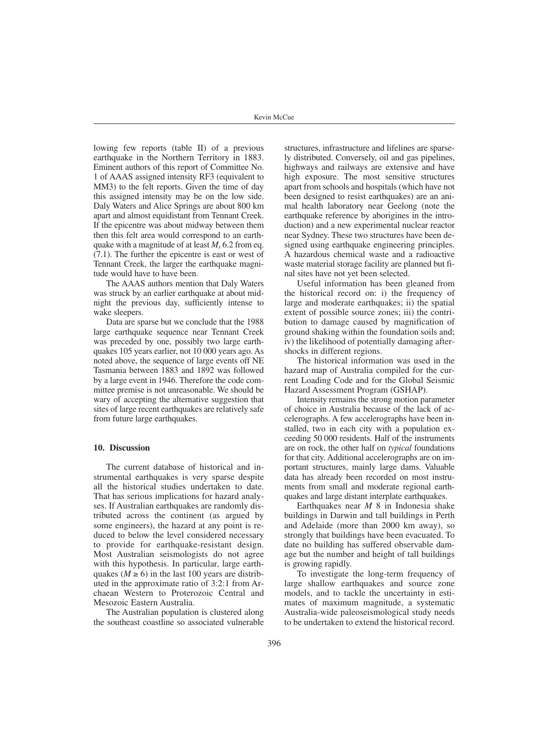lowing few reports (table II) of a previous earthquake in the Northern Territory in 1883. Eminent authors of this report of Committee No. 1 of AAAS assigned intensity RF3 (equivalent to MM3) to the felt reports. Given the time of day this assigned intensity may be on the low side. Daly Waters and Alice Springs are about 800 km apart and almost equidistant from Tennant Creek. If the epicentre was about midway between them then this felt area would correspond to an earthquake with a magnitude of at least $M_s$ 6.2 from eq. (7.1). The further the epicentre is east or west of Tennant Creek, the larger the earthquake magnitude would have to have been.

The AAAS authors mention that Daly Waters was struck by an earlier earthquake at about midnight the previous day, sufficiently intense to wake sleepers.

Data are sparse but we conclude that the 1988 large earthquake sequence near Tennant Creek was preceded by one, possibly two large earthquakes 105 years earlier, not 10 000 years ago. As noted above, the sequence of large events off NE Tasmania between 1883 and 1892 was followed by a large event in 1946. Therefore the code committee premise is not unreasonable. We should be wary of accepting the alternative suggestion that sites of large recent earthquakes are relatively safe from future large earthquakes.

## 10. Discussion

The current database of historical and instrumental earthquakes is very sparse despite all the historical studies undertaken to date. That has serious implications for hazard analyses. If Australian earthquakes are randomly distributed across the continent (as argued by some engineers), the hazard at any point is reduced to below the level considered necessary to provide for earthquake-resistant design. Most Australian seismologists do not agree with this hypothesis. In particular, large earthquakes ($M \geq 6$) in the last 100 years are distributed in the approximate ratio of 3:2:1 from Archaean Western to Proterozoic Central and Mesozoic Eastern Australia.

The Australian population is clustered along the southeast coastline so associated vulnerable structures, infrastructure and lifelines are sparsely distributed. Conversely, oil and gas pipelines, highways and railways are extensive and have high exposure. The most sensitive structures apart from schools and hospitals (which have not been designed to resist earthquakes) are an animal health laboratory near Geelong (note the earthquake reference by aborigines in the introduction) and a new experimental nuclear reactor near Sydney. These two structures have been designed using earthquake engineering principles. A hazardous chemical waste and a radioactive waste material storage facility are planned but final sites have not yet been selected.

Useful information has been gleaned from the historical record on: i) the frequency of large and moderate earthquakes; ii) the spatial extent of possible source zones; iii) the contribution to damage caused by magnification of ground shaking within the foundation soils and; iv) the likelihood of potentially damaging aftershocks in different regions.

The historical information was used in the hazard map of Australia compiled for the current Loading Code and for the Global Seismic Hazard Assessment Program (GSHAP).

Intensity remains the strong motion parameter of choice in Australia because of the lack of accelerographs. A few accelerographs have been installed, two in each city with a population exceeding 50 000 residents. Half of the instruments are on rock, the other half on *typical* foundations for that city. Additional accelerographs are on important structures, mainly large dams. Valuable data has already been recorded on most instruments from small and moderate regional earthquakes and large distant interplate earthquakes.

Earthquakes near $M$ 8 in Indonesia shake buildings in Darwin and tall buildings in Perth and Adelaide (more than 2000 km away), so strongly that buildings have been evacuated. To date no building has suffered observable damage but the number and height of tall buildings is growing rapidly.

To investigate the long-term frequency of large shallow earthquakes and source zone models, and to tackle the uncertainty in estimates of maximum magnitude, a systematic Australia-wide paleoseismological study needs to be undertaken to extend the historical record.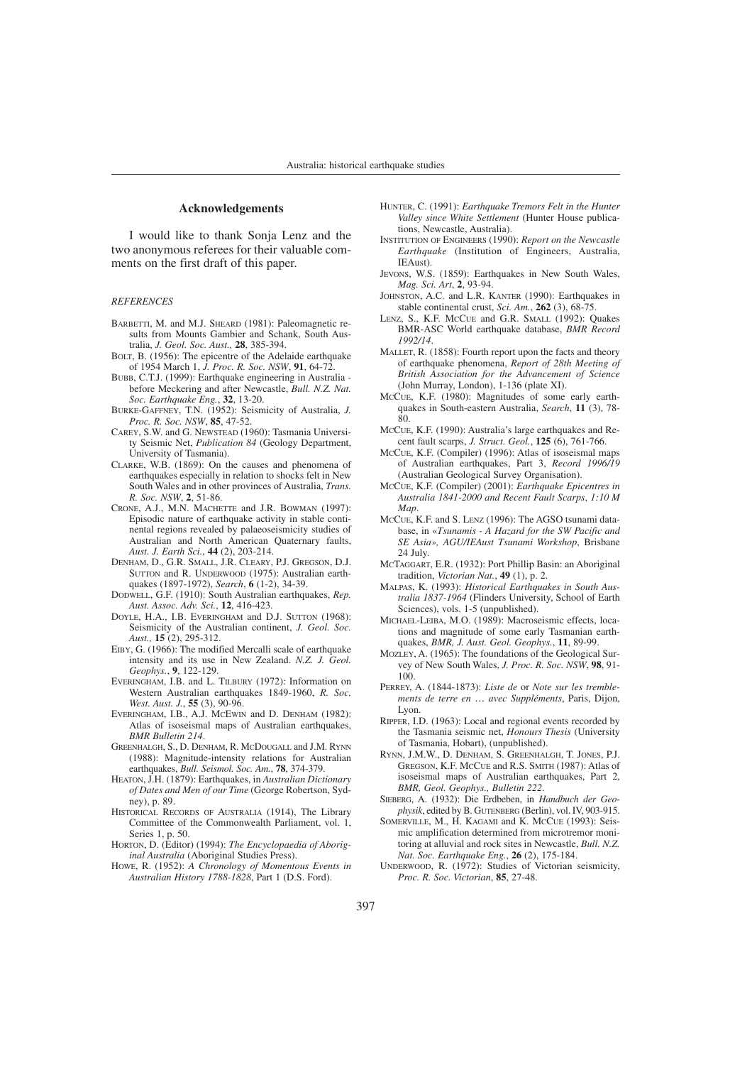## Acknowledgements

I would like to thank Sonja Lenz and the two anonymous referees for their valuable comments on the first draft of this paper.

### *REFERENCES*

Barbetti, M. and M.J. Sheard (1981): Paleomagnetic results from Mounts Gambier and Schank, South Australia, *J. Geol. Soc. Aust.*, **28**, 385-394.

Bolt, B. (1956): The epicentre of the Adelaide earthquake of 1954 March 1, *J. Proc. R. Soc. NSW*, **91**, 64-72.

Bubb, C.T.J. (1999): Earthquake engineering in Australia - before Meckering and after Newcastle, *Bull. N.Z. Nat. Soc. Earthquake Eng.*, **32**, 13-20.

Burke-Gaffney, T.N. (1952): Seismicity of Australia, *J. Proc. R. Soc. NSW*, **85**, 47-52.

Carey, S.W. and G. Newstead (1960): Tasmania University Seismic Net, *Publication 84* (Geology Department, University of Tasmania).

Clarke, W.B. (1869): On the causes and phenomena of earthquakes especially in relation to shocks felt in New South Wales and in other provinces of Australia, *Trans. R. Soc. NSW*, **2**, 51-86.

Crone, A.J., M.N. Machette and J.R. Bowman (1997): Episodic nature of earthquake activity in stable continental regions revealed by palaeoseismicity studies of Australian and North American Quaternary faults, *Aust. J. Earth Sci.*, **44** (2), 203-214.

Denham, D., G.R. Small, J.R. Cleary, P.J. Gregson, D.J. Sutton and R. Underwood (1975): Australian earthquakes (1897-1972), *Search*, **6** (1-2), 34-39.

Dodwell, G.F. (1910): South Australian earthquakes, *Rep. Aust. Assoc. Adv. Sci.*, **12**, 416-423.

Doyle, H.A., I.B. Everingham and D.J. Sutton (1968): Seismicity of the Australian continent, *J. Geol. Soc. Aust.,* **15** (2), 295-312.

Eiby, G. (1966): The modified Mercalli scale of earthquake intensity and its use in New Zealand. *N.Z. J. Geol. Geophys.*, **9**, 122-129.

Everingham, I.B. and L. Tilbury (1972): Information on Western Australian earthquakes 1849-1960, *R. Soc. West. Aust. J.*, **55** (3), 90-96.

Everingham, I.B., A.J. McEwin and D. Denham (1982): Atlas of isoseismal maps of Australian earthquakes, *BMR Bulletin 214*.

Greenhalgh, S., D. Denham, R. McDougall and J.M. Rynn (1988): Magnitude-intensity relations for Australian earthquakes, *Bull. Seismol. Soc. Am.*, **78**, 374-379.

Heaton, J.H. (1879): Earthquakes, in *Australian Dictionary of Dates and Men of our Time* (George Robertson, Sydney), p. 89.

Historical Records of Australia (1914), The Library Committee of the Commonwealth Parliament, vol. 1, Series 1, p. 50.

Horton, D. (Editor) (1994): *The Encyclopaedia of Aboriginal Australia* (Aboriginal Studies Press).

Howe, R. (1952): *A Chronology of Momentous Events in Australian History 1788-1828*, Part 1 (D.S. Ford).

Hunter, C. (1991): *Earthquake Tremors Felt in the Hunter Valley since White Settlement* (Hunter House publications, Newcastle, Australia).

Institution of Engineers (1990): *Report on the Newcastle Earthquake* (Institution of Engineers, Australia, IEAust).

Jevons, W.S. (1859): Earthquakes in New South Wales, *Mag. Sci. Art*, **2**, 93-94.

Johnston, A.C. and L.R. Kanter (1990): Earthquakes in stable continental crust, *Sci. Am.*, **262** (3), 68-75.

Lenz, S., K.F. McCue and G.R. Small (1992): Quakes BMR-ASC World earthquake database, *BMR Record 1992/14*.

Mallet, R. (1858): Fourth report upon the facts and theory of earthquake phenomena, *Report of 28th Meeting of British Association for the Advancement of Science* (John Murray, London), 1-136 (plate XI).

McCue, K.F. (1980): Magnitudes of some early earthquakes in South-eastern Australia, *Search*, **11** (3), 78-80.

McCue, K.F. (1990): Australia's large earthquakes and Recent fault scarps, *J. Struct. Geol.*, **125** (6), 761-766.

McCue, K.F. (Compiler) (1996): Atlas of isoseismal maps of Australian earthquakes, Part 3, *Record 1996/19* (Australian Geological Survey Organisation).

McCue, K.F. (Compiler) (2001): *Earthquake Epicentres in Australia 1841-2000 and Recent Fault Scarps, 1:10 M Map*.

McCue, K.F. and S. Lenz (1996): The AGSO tsunami database, in *«Tsunamis - A Hazard for the SW Pacific and SE Asia», AGU/IEAust Tsunami Workshop*, Brisbane 24 July.

McTaggart, E.R. (1932): Port Phillip Basin: an Aboriginal tradition, *Victorian Nat.*, **49** (1), p. 2.

Malpas, K. (1993): *Historical Earthquakes in South Australia 1837-1964* (Flinders University, School of Earth Sciences), vols. 1-5 (unpublished).

Michael-Leiba, M.O. (1989): Macroseismic effects, locations and magnitude of some early Tasmanian earthquakes, *BMR, J. Aust. Geol. Geophys.*, **11**, 89-99.

Mozley, A. (1965): The foundations of the Geological Survey of New South Wales, *J. Proc. R. Soc. NSW*, **98**, 91-100.

Perrey, A. (1844-1873): *Liste de* or *Note sur les tremblements de terre en … avec Suppléments*, Paris, Dijon, Lyon.

Ripper, I.D. (1963): Local and regional events recorded by the Tasmania seismic net, *Honours Thesis* (University of Tasmania, Hobart), (unpublished).

Rynn, J.M.W., D. Denham, S. Greenhalgh, T. Jones, P.J. Gregson, K.F. McCue and R.S. Smith (1987): Atlas of isoseismal maps of Australian earthquakes, Part 2, *BMR, Geol. Geophys., Bulletin 222*.

Sieberg, A. (1932): Die Erdbeben, in *Handbuch der Geophysik*, edited by B. Gutenberg (Berlin), vol. IV, 903-915.

Somerville, M., H. Kagami and K. McCue (1993): Seismic amplification determined from microtremor monitoring at alluvial and rock sites in Newcastle, *Bull. N.Z. Nat. Soc. Earthquake Eng.*, **26** (2), 175-184.

Underwood, R. (1972): Studies of Victorian seismicity, *Proc. R. Soc. Victorian*, **85**, 27-48.